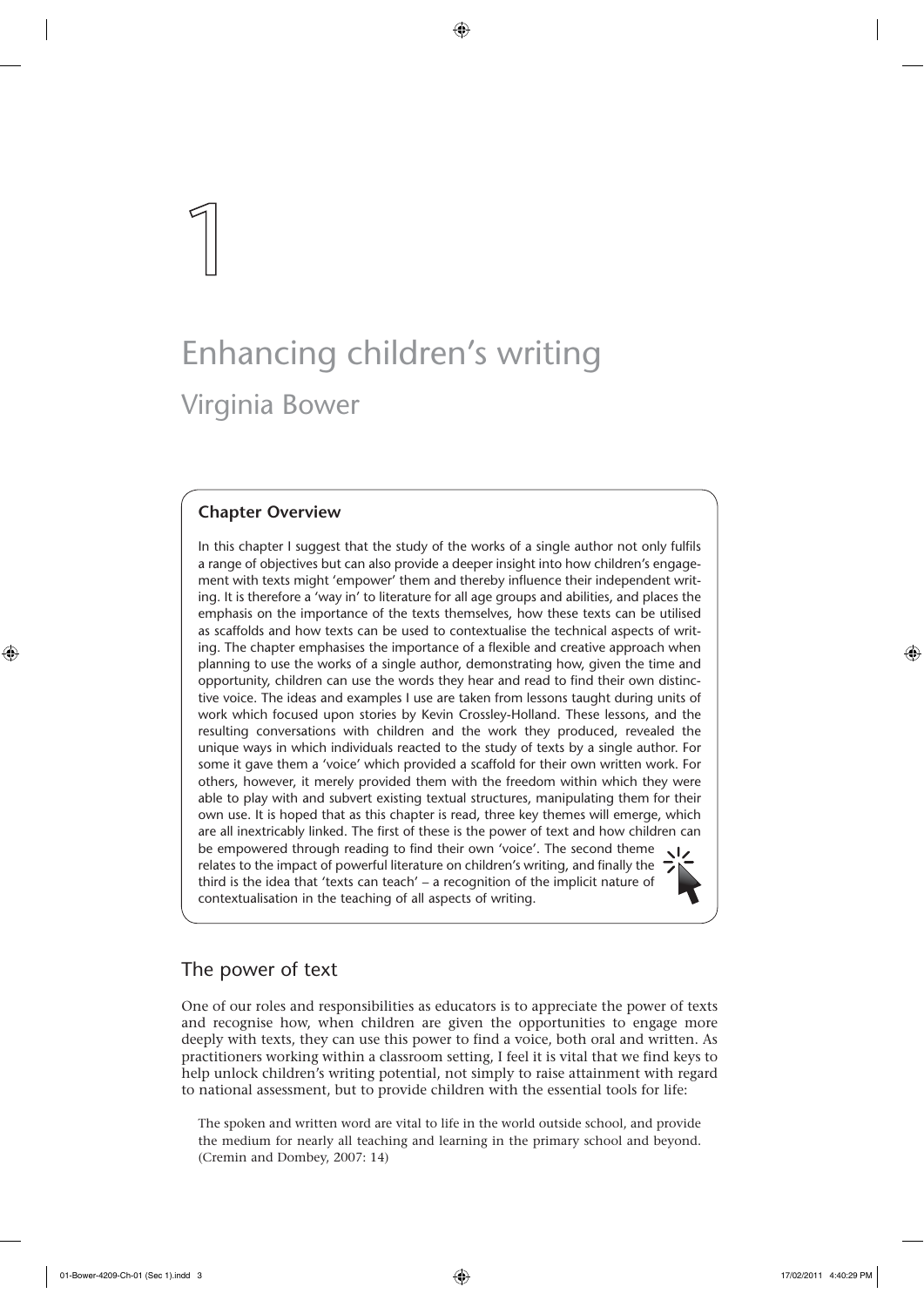# 1

# Enhancing children's writing

## Virginia Bower

### Chapter Overview

In this chapter I suggest that the study of the works of a single author not only fulfils a range of objectives but can also provide a deeper insight into how children's engagement with texts might 'empower' them and thereby influence their independent writing. It is therefore a 'way in' to literature for all age groups and abilities, and places the emphasis on the importance of the texts themselves, how these texts can be utilised as scaffolds and how texts can be used to contextualise the technical aspects of writing. The chapter emphasises the importance of a flexible and creative approach when planning to use the works of a single author, demonstrating how, given the time and opportunity, children can use the words they hear and read to find their own distinctive voice. The ideas and examples I use are taken from lessons taught during units of work which focused upon stories by Kevin Crossley-Holland. These lessons, and the resulting conversations with children and the work they produced, revealed the unique ways in which individuals reacted to the study of texts by a single author. For some it gave them a 'voice' which provided a scaffold for their own written work. For others, however, it merely provided them with the freedom within which they were able to play with and subvert existing textual structures, manipulating them for their own use. It is hoped that as this chapter is read, three key themes will emerge, which are all inextricably linked. The first of these is the power of text and how children can be empowered through reading to find their own 'voice'. The second theme relates to the impact of powerful literature on children's writing, and finally the third is the idea that 'texts can teach' – a recognition of the implicit nature of contextualisation in the teaching of all aspects of writing.

## The power of text

One of our roles and responsibilities as educators is to appreciate the power of texts and recognise how, when children are given the opportunities to engage more deeply with texts, they can use this power to find a voice, both oral and written. As practitioners working within a classroom setting, I feel it is vital that we find keys to help unlock children's writing potential, not simply to raise attainment with regard to national assessment, but to provide children with the essential tools for life:

> The spoken and written word are vital to life in the world outside school, and provide the medium for nearly all teaching and learning in the primary school and beyond. (Cremin and Dombey, 2007: 14)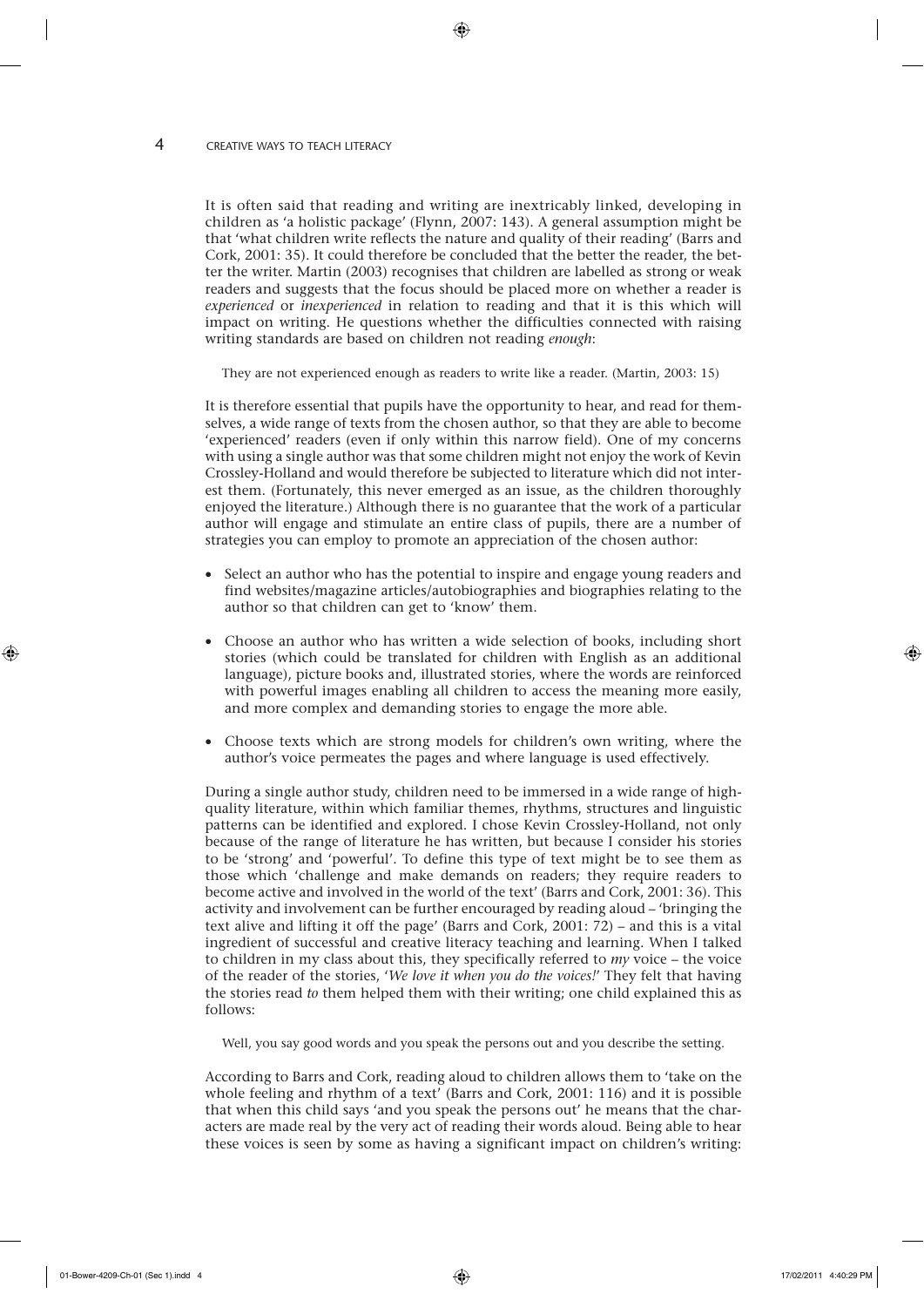It is often said that reading and writing are inextricably linked, developing in children as 'a holistic package' (Flynn, 2007: 143). A general assumption might be that 'what children write reflects the nature and quality of their reading' (Barrs and Cork, 2001: 35). It could therefore be concluded that the better the reader, the better the writer. Martin (2003) recognises that children are labelled as strong or weak readers and suggests that the focus should be placed more on whether a reader is *experienced* or *inexperienced* in relation to reading and that it is this which will impact on writing. He questions whether the difficulties connected with raising writing standards are based on children not reading *enough*:

> They are not experienced enough as readers to write like a reader. (Martin, 2003: 15)

It is therefore essential that pupils have the opportunity to hear, and read for themselves, a wide range of texts from the chosen author, so that they are able to become 'experienced' readers (even if only within this narrow field). One of my concerns with using a single author was that some children might not enjoy the work of Kevin Crossley-Holland and would therefore be subjected to literature which did not interest them. (Fortunately, this never emerged as an issue, as the children thoroughly enjoyed the literature.) Although there is no guarantee that the work of a particular author will engage and stimulate an entire class of pupils, there are a number of strategies you can employ to promote an appreciation of the chosen author:

- Select an author who has the potential to inspire and engage young readers and find websites/magazine articles/autobiographies and biographies relating to the author so that children can get to 'know' them.
- Choose an author who has written a wide selection of books, including short stories (which could be translated for children with English as an additional language), picture books and, illustrated stories, where the words are reinforced with powerful images enabling all children to access the meaning more easily, and more complex and demanding stories to engage the more able.
- Choose texts which are strong models for children's own writing, where the author's voice permeates the pages and where language is used effectively.

During a single author study, children need to be immersed in a wide range of high-quality literature, within which familiar themes, rhythms, structures and linguistic patterns can be identified and explored. I chose Kevin Crossley-Holland, not only because of the range of literature he has written, but because I consider his stories to be 'strong' and 'powerful'. To define this type of text might be to see them as those which 'challenge and make demands on readers; they require readers to become active and involved in the world of the text' (Barrs and Cork, 2001: 36). This activity and involvement can be further encouraged by reading aloud – 'bringing the text alive and lifting it off the page' (Barrs and Cork, 2001: 72) – and this is a vital ingredient of successful and creative literacy teaching and learning. When I talked to children in my class about this, they specifically referred to *my* voice – the voice of the reader of the stories, '*We love it when you do the voices!*' They felt that having the stories read *to* them helped them with their writing; one child explained this as follows:

> Well, you say good words and you speak the persons out and you describe the setting.

According to Barrs and Cork, reading aloud to children allows them to 'take on the whole feeling and rhythm of a text' (Barrs and Cork, 2001: 116) and it is possible that when this child says 'and you speak the persons out' he means that the characters are made real by the very act of reading their words aloud. Being able to hear these voices is seen by some as having a significant impact on children's writing: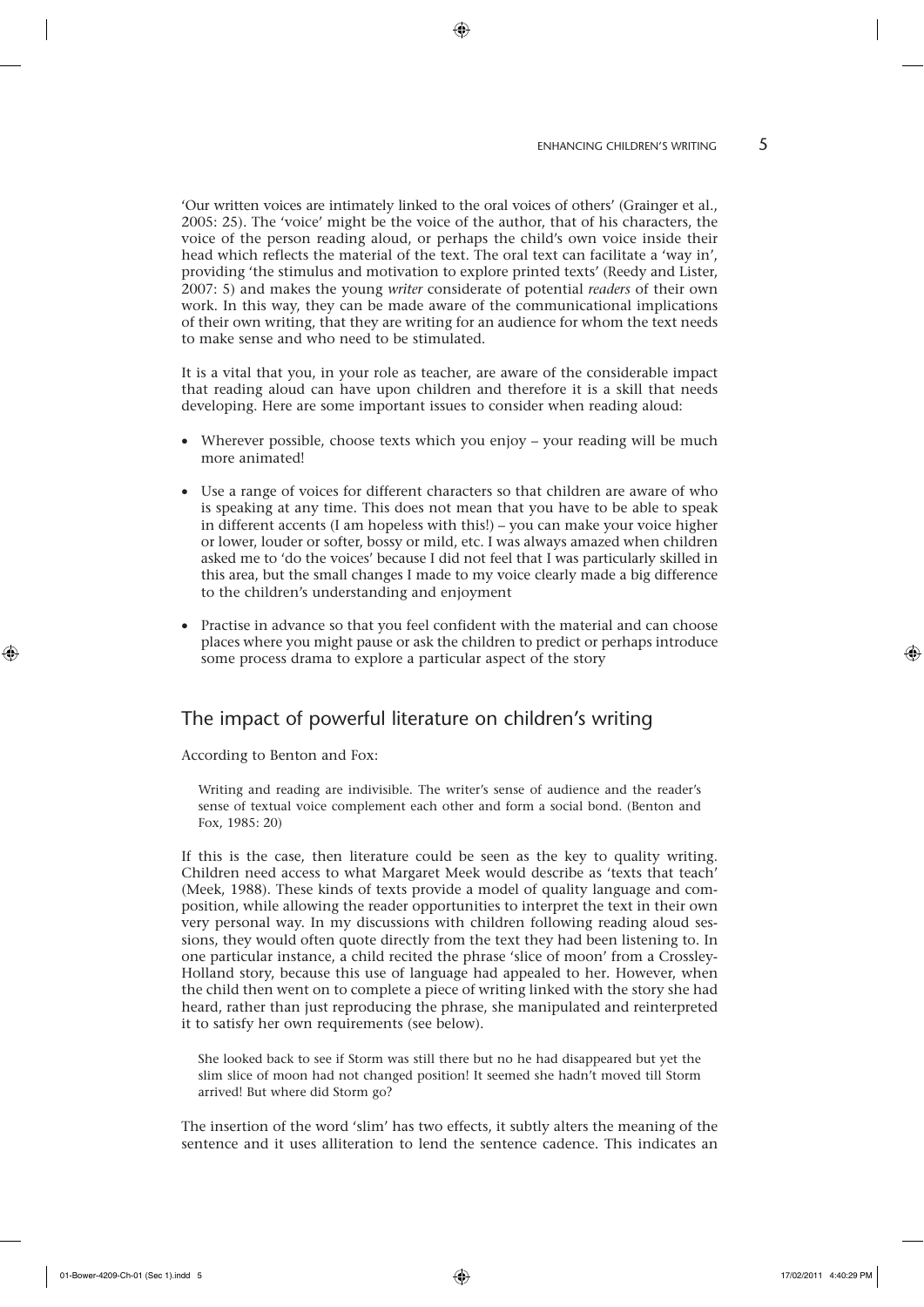'Our written voices are intimately linked to the oral voices of others' (Grainger et al., 2005: 25). The 'voice' might be the voice of the author, that of his characters, the voice of the person reading aloud, or perhaps the child's own voice inside their head which reflects the material of the text. The oral text can facilitate a 'way in', providing 'the stimulus and motivation to explore printed texts' (Reedy and Lister, 2007: 5) and makes the young *writer* considerate of potential *readers* of their own work. In this way, they can be made aware of the communicational implications of their own writing, that they are writing for an audience for whom the text needs to make sense and who need to be stimulated.

It is a vital that you, in your role as teacher, are aware of the considerable impact that reading aloud can have upon children and therefore it is a skill that needs developing. Here are some important issues to consider when reading aloud:

- Wherever possible, choose texts which you enjoy – your reading will be much more animated!
- Use a range of voices for different characters so that children are aware of who is speaking at any time. This does not mean that you have to be able to speak in different accents (I am hopeless with this!) – you can make your voice higher or lower, louder or softer, bossy or mild, etc. I was always amazed when children asked me to 'do the voices' because I did not feel that I was particularly skilled in this area, but the small changes I made to my voice clearly made a big difference to the children's understanding and enjoyment
- Practise in advance so that you feel confident with the material and can choose places where you might pause or ask the children to predict or perhaps introduce some process drama to explore a particular aspect of the story

## The impact of powerful literature on children's writing

According to Benton and Fox:

> Writing and reading are indivisible. The writer's sense of audience and the reader's sense of textual voice complement each other and form a social bond. (Benton and Fox, 1985: 20)

If this is the case, then literature could be seen as the key to quality writing. Children need access to what Margaret Meek would describe as 'texts that teach' (Meek, 1988). These kinds of texts provide a model of quality language and composition, while allowing the reader opportunities to interpret the text in their own very personal way. In my discussions with children following reading aloud sessions, they would often quote directly from the text they had been listening to. In one particular instance, a child recited the phrase 'slice of moon' from a Crossley-Holland story, because this use of language had appealed to her. However, when the child then went on to complete a piece of writing linked with the story she had heard, rather than just reproducing the phrase, she manipulated and reinterpreted it to satisfy her own requirements (see below).

> She looked back to see if Storm was still there but no he had disappeared but yet the slim slice of moon had not changed position! It seemed she hadn't moved till Storm arrived! But where did Storm go?

The insertion of the word 'slim' has two effects, it subtly alters the meaning of the sentence and it uses alliteration to lend the sentence cadence. This indicates an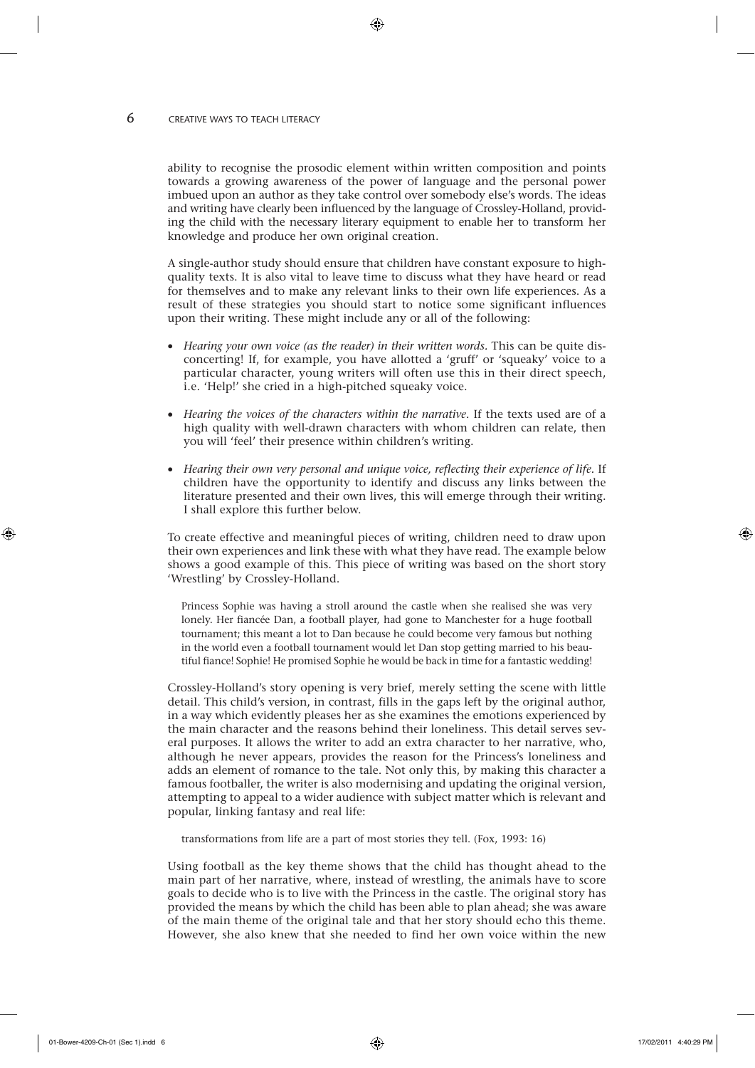ability to recognise the prosodic element within written composition and points towards a growing awareness of the power of language and the personal power imbued upon an author as they take control over somebody else's words. The ideas and writing have clearly been influenced by the language of Crossley-Holland, providing the child with the necessary literary equipment to enable her to transform her knowledge and produce her own original creation.

A single-author study should ensure that children have constant exposure to high-quality texts. It is also vital to leave time to discuss what they have heard or read for themselves and to make any relevant links to their own life experiences. As a result of these strategies you should start to notice some significant influences upon their writing. These might include any or all of the following:

- *Hearing your own voice (as the reader) in their written words*. This can be quite disconcerting! If, for example, you have allotted a 'gruff' or 'squeaky' voice to a particular character, young writers will often use this in their direct speech, i.e. 'Help!' she cried in a high-pitched squeaky voice.
- *Hearing the voices of the characters within the narrative*. If the texts used are of a high quality with well-drawn characters with whom children can relate, then you will 'feel' their presence within children's writing.
- *Hearing their own very personal and unique voice, reflecting their experience of life*. If children have the opportunity to identify and discuss any links between the literature presented and their own lives, this will emerge through their writing. I shall explore this further below.

To create effective and meaningful pieces of writing, children need to draw upon their own experiences and link these with what they have read. The example below shows a good example of this. This piece of writing was based on the short story 'Wrestling' by Crossley-Holland.

> Princess Sophie was having a stroll around the castle when she realised she was very lonely. Her fiancée Dan, a football player, had gone to Manchester for a huge football tournament; this meant a lot to Dan because he could become very famous but nothing in the world even a football tournament would let Dan stop getting married to his beautiful fiance! Sophie! He promised Sophie he would be back in time for a fantastic wedding!

Crossley-Holland's story opening is very brief, merely setting the scene with little detail. This child's version, in contrast, fills in the gaps left by the original author, in a way which evidently pleases her as she examines the emotions experienced by the main character and the reasons behind their loneliness. This detail serves several purposes. It allows the writer to add an extra character to her narrative, who, although he never appears, provides the reason for the Princess's loneliness and adds an element of romance to the tale. Not only this, by making this character a famous footballer, the writer is also modernising and updating the original version, attempting to appeal to a wider audience with subject matter which is relevant and popular, linking fantasy and real life:

> transformations from life are a part of most stories they tell. (Fox, 1993: 16)

Using football as the key theme shows that the child has thought ahead to the main part of her narrative, where, instead of wrestling, the animals have to score goals to decide who is to live with the Princess in the castle. The original story has provided the means by which the child has been able to plan ahead; she was aware of the main theme of the original tale and that her story should echo this theme. However, she also knew that she needed to find her own voice within the new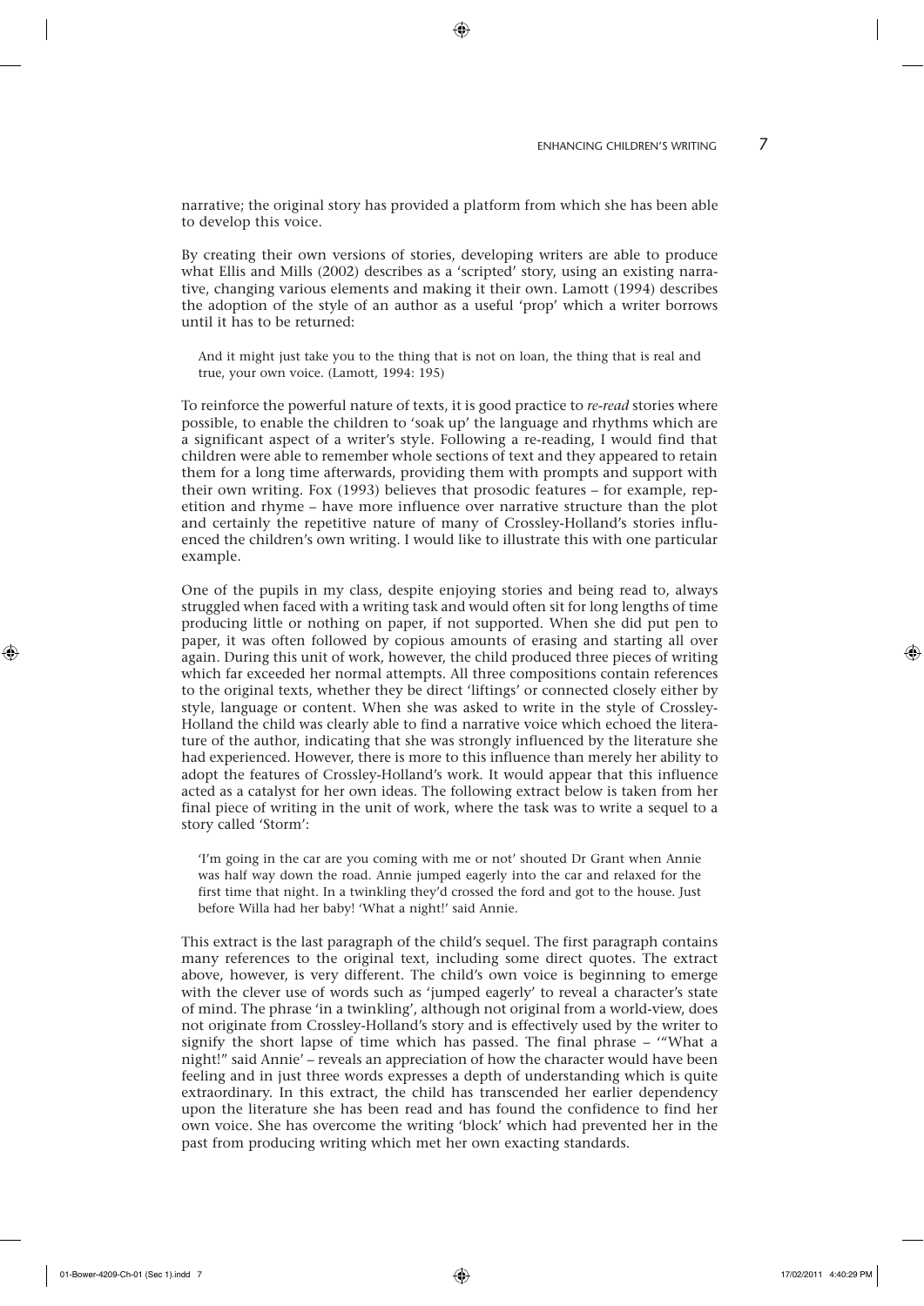narrative; the original story has provided a platform from which she has been able to develop this voice.

By creating their own versions of stories, developing writers are able to produce what Ellis and Mills (2002) describes as a 'scripted' story, using an existing narrative, changing various elements and making it their own. Lamott (1994) describes the adoption of the style of an author as a useful 'prop' which a writer borrows until it has to be returned:

> And it might just take you to the thing that is not on loan, the thing that is real and true, your own voice. (Lamott, 1994: 195)

To reinforce the powerful nature of texts, it is good practice to *re-read* stories where possible, to enable the children to 'soak up' the language and rhythms which are a significant aspect of a writer's style. Following a re-reading, I would find that children were able to remember whole sections of text and they appeared to retain them for a long time afterwards, providing them with prompts and support with their own writing. Fox (1993) believes that prosodic features – for example, repetition and rhyme – have more influence over narrative structure than the plot and certainly the repetitive nature of many of Crossley-Holland's stories influenced the children's own writing. I would like to illustrate this with one particular example.

One of the pupils in my class, despite enjoying stories and being read to, always struggled when faced with a writing task and would often sit for long lengths of time producing little or nothing on paper, if not supported. When she did put pen to paper, it was often followed by copious amounts of erasing and starting all over again. During this unit of work, however, the child produced three pieces of writing which far exceeded her normal attempts. All three compositions contain references to the original texts, whether they be direct 'liftings' or connected closely either by style, language or content. When she was asked to write in the style of Crossley-Holland the child was clearly able to find a narrative voice which echoed the literature of the author, indicating that she was strongly influenced by the literature she had experienced. However, there is more to this influence than merely her ability to adopt the features of Crossley-Holland's work. It would appear that this influence acted as a catalyst for her own ideas. The following extract below is taken from her final piece of writing in the unit of work, where the task was to write a sequel to a story called 'Storm':

> 'I'm going in the car are you coming with me or not' shouted Dr Grant when Annie was half way down the road. Annie jumped eagerly into the car and relaxed for the first time that night. In a twinkling they'd crossed the ford and got to the house. Just before Willa had her baby! 'What a night!' said Annie.

This extract is the last paragraph of the child's sequel. The first paragraph contains many references to the original text, including some direct quotes. The extract above, however, is very different. The child's own voice is beginning to emerge with the clever use of words such as 'jumped eagerly' to reveal a character's state of mind. The phrase 'in a twinkling', although not original from a world-view, does not originate from Crossley-Holland's story and is effectively used by the writer to signify the short lapse of time which has passed. The final phrase – '"What a night!" said Annie' – reveals an appreciation of how the character would have been feeling and in just three words expresses a depth of understanding which is quite extraordinary. In this extract, the child has transcended her earlier dependency upon the literature she has been read and has found the confidence to find her own voice. She has overcome the writing 'block' which had prevented her in the past from producing writing which met her own exacting standards.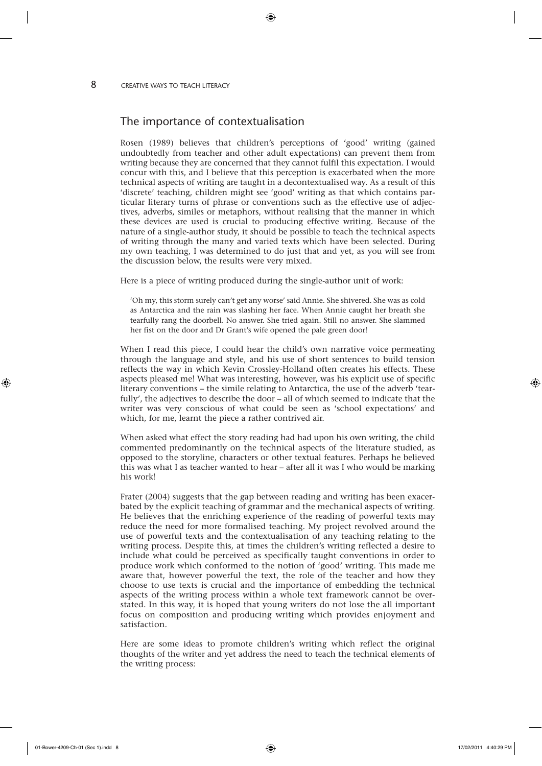## The importance of contextualisation

Rosen (1989) believes that children's perceptions of 'good' writing (gained undoubtedly from teacher and other adult expectations) can prevent them from writing because they are concerned that they cannot fulfil this expectation. I would concur with this, and I believe that this perception is exacerbated when the more technical aspects of writing are taught in a decontextualised way. As a result of this 'discrete' teaching, children might see 'good' writing as that which contains particular literary turns of phrase or conventions such as the effective use of adjectives, adverbs, similes or metaphors, without realising that the manner in which these devices are used is crucial to producing effective writing. Because of the nature of a single-author study, it should be possible to teach the technical aspects of writing through the many and varied texts which have been selected. During my own teaching, I was determined to do just that and yet, as you will see from the discussion below, the results were very mixed.

Here is a piece of writing produced during the single-author unit of work:

> 'Oh my, this storm surely can't get any worse' said Annie. She shivered. She was as cold as Antarctica and the rain was slashing her face. When Annie caught her breath she tearfully rang the doorbell. No answer. She tried again. Still no answer. She slammed her fist on the door and Dr Grant's wife opened the pale green door!

When I read this piece, I could hear the child's own narrative voice permeating through the language and style, and his use of short sentences to build tension reflects the way in which Kevin Crossley-Holland often creates his effects. These aspects pleased me! What was interesting, however, was his explicit use of specific literary conventions – the simile relating to Antarctica, the use of the adverb 'tearfully', the adjectives to describe the door – all of which seemed to indicate that the writer was very conscious of what could be seen as 'school expectations' and which, for me, learnt the piece a rather contrived air.

When asked what effect the story reading had had upon his own writing, the child commented predominantly on the technical aspects of the literature studied, as opposed to the storyline, characters or other textual features. Perhaps he believed this was what I as teacher wanted to hear – after all it was I who would be marking his work!

Frater (2004) suggests that the gap between reading and writing has been exacerbated by the explicit teaching of grammar and the mechanical aspects of writing. He believes that the enriching experience of the reading of powerful texts may reduce the need for more formalised teaching. My project revolved around the use of powerful texts and the contextualisation of any teaching relating to the writing process. Despite this, at times the children's writing reflected a desire to include what could be perceived as specifically taught conventions in order to produce work which conformed to the notion of 'good' writing. This made me aware that, however powerful the text, the role of the teacher and how they choose to use texts is crucial and the importance of embedding the technical aspects of the writing process within a whole text framework cannot be overstated. In this way, it is hoped that young writers do not lose the all important focus on composition and producing writing which provides enjoyment and satisfaction.

Here are some ideas to promote children's writing which reflect the original thoughts of the writer and yet address the need to teach the technical elements of the writing process: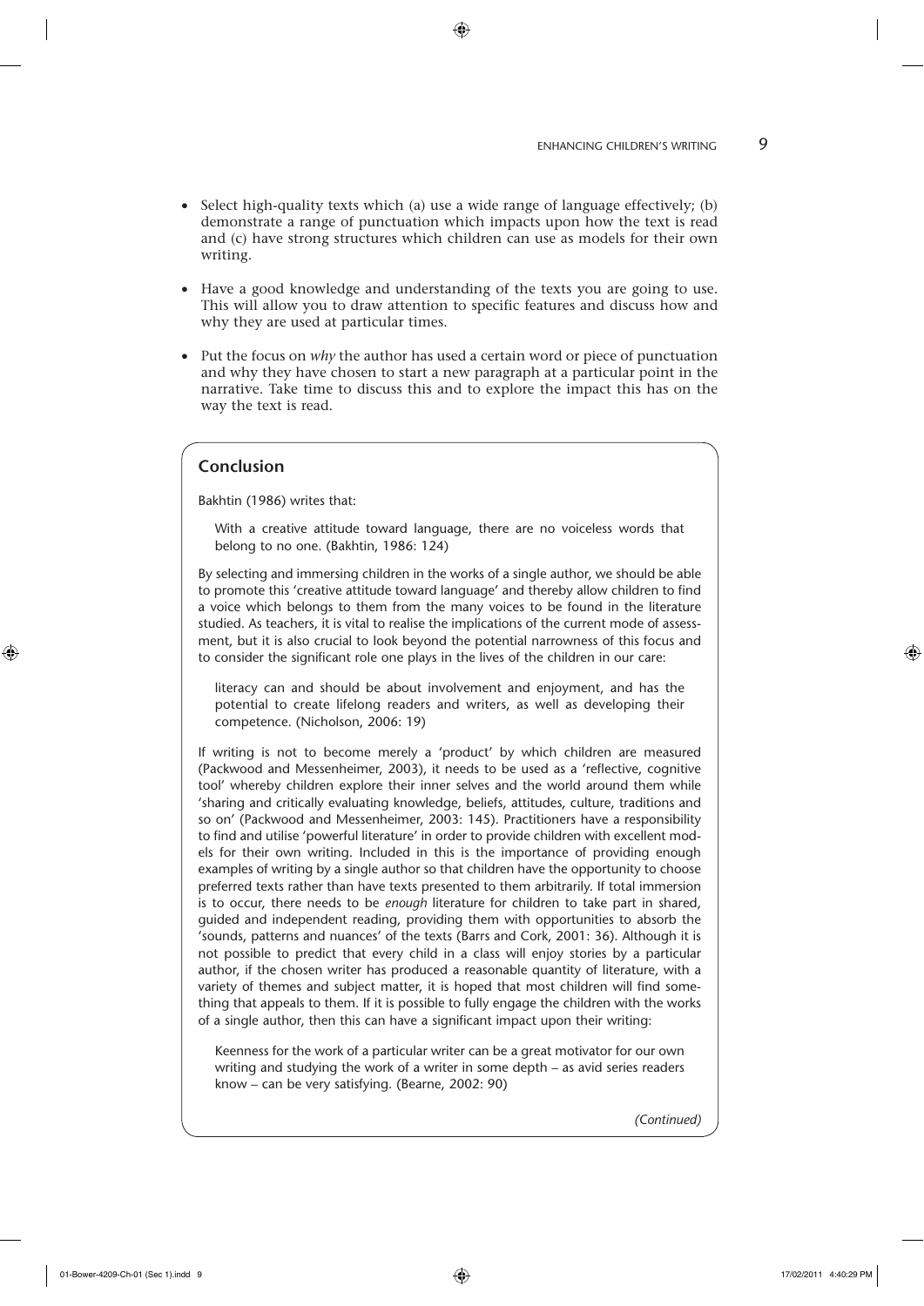- Select high-quality texts which (a) use a wide range of language effectively; (b) demonstrate a range of punctuation which impacts upon how the text is read and (c) have strong structures which children can use as models for their own writing.
- Have a good knowledge and understanding of the texts you are going to use. This will allow you to draw attention to specific features and discuss how and why they are used at particular times.
- Put the focus on *why* the author has used a certain word or piece of punctuation and why they have chosen to start a new paragraph at a particular point in the narrative. Take time to discuss this and to explore the impact this has on the way the text is read.

## Conclusion

Bakhtin (1986) writes that:

> With a creative attitude toward language, there are no voiceless words that belong to no one. (Bakhtin, 1986: 124)

By selecting and immersing children in the works of a single author, we should be able to promote this 'creative attitude toward language' and thereby allow children to find a voice which belongs to them from the many voices to be found in the literature studied. As teachers, it is vital to realise the implications of the current mode of assessment, but it is also crucial to look beyond the potential narrowness of this focus and to consider the significant role one plays in the lives of the children in our care:

> literacy can and should be about involvement and enjoyment, and has the potential to create lifelong readers and writers, as well as developing their competence. (Nicholson, 2006: 19)

If writing is not to become merely a 'product' by which children are measured (Packwood and Messenheimer, 2003), it needs to be used as a 'reflective, cognitive tool' whereby children explore their inner selves and the world around them while 'sharing and critically evaluating knowledge, beliefs, attitudes, culture, traditions and so on' (Packwood and Messenheimer, 2003: 145). Practitioners have a responsibility to find and utilise 'powerful literature' in order to provide children with excellent models for their own writing. Included in this is the importance of providing enough examples of writing by a single author so that children have the opportunity to choose preferred texts rather than have texts presented to them arbitrarily. If total immersion is to occur, there needs to be *enough* literature for children to take part in shared, guided and independent reading, providing them with opportunities to absorb the 'sounds, patterns and nuances' of the texts (Barrs and Cork, 2001: 36). Although it is not possible to predict that every child in a class will enjoy stories by a particular author, if the chosen writer has produced a reasonable quantity of literature, with a variety of themes and subject matter, it is hoped that most children will find something that appeals to them. If it is possible to fully engage the children with the works of a single author, then this can have a significant impact upon their writing:

> Keenness for the work of a particular writer can be a great motivator for our own writing and studying the work of a writer in some depth – as avid series readers know – can be very satisfying. (Bearne, 2002: 90)

*(Continued)*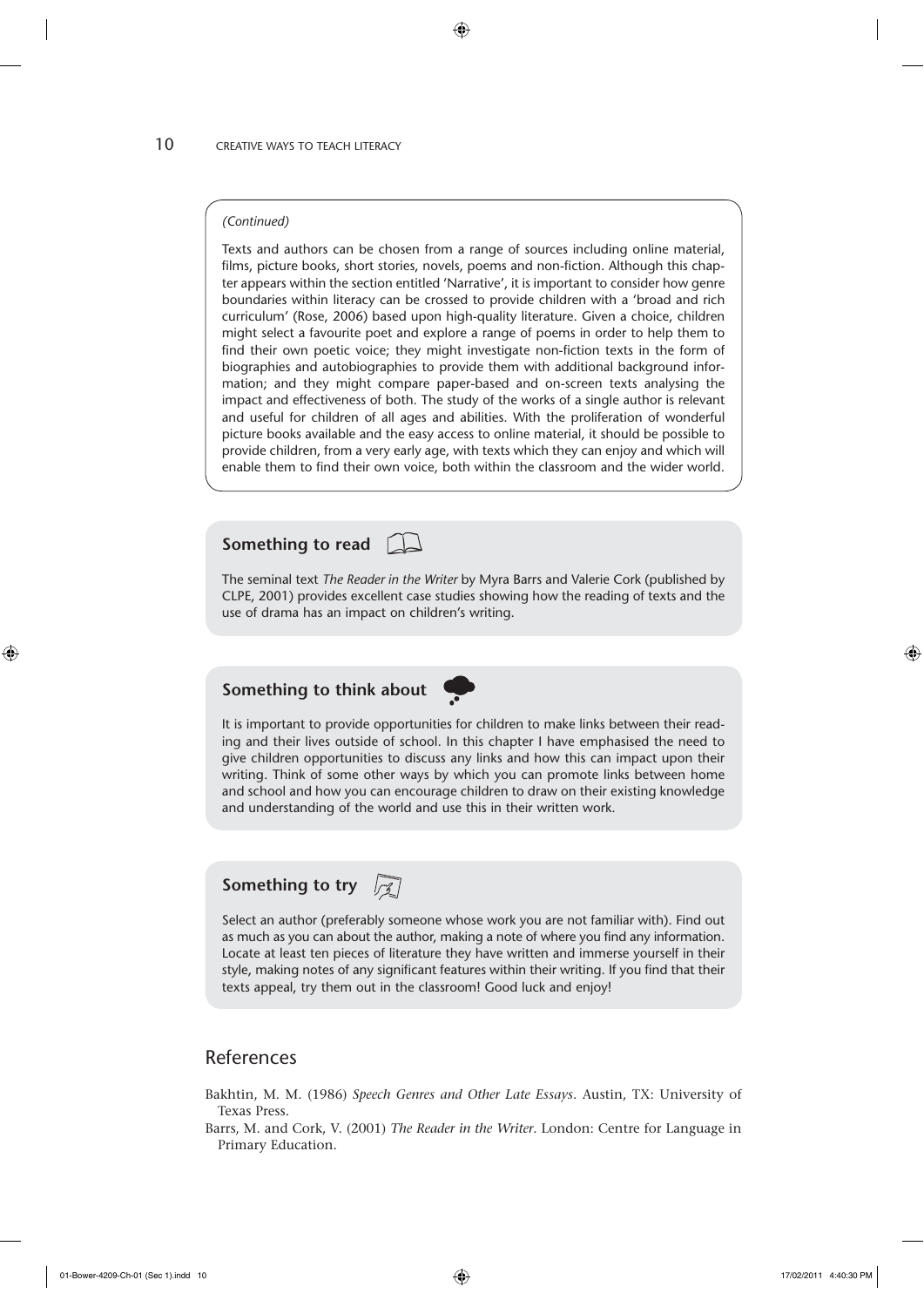*(Continued)*

Texts and authors can be chosen from a range of sources including online material, films, picture books, short stories, novels, poems and non-fiction. Although this chapter appears within the section entitled 'Narrative', it is important to consider how genre boundaries within literacy can be crossed to provide children with a 'broad and rich curriculum' (Rose, 2006) based upon high-quality literature. Given a choice, children might select a favourite poet and explore a range of poems in order to help them to find their own poetic voice; they might investigate non-fiction texts in the form of biographies and autobiographies to provide them with additional background information; and they might compare paper-based and on-screen texts analysing the impact and effectiveness of both. The study of the works of a single author is relevant and useful for children of all ages and abilities. With the proliferation of wonderful picture books available and the easy access to online material, it should be possible to provide children, from a very early age, with texts which they can enjoy and which will enable them to find their own voice, both within the classroom and the wider world.

### Something to read

The seminal text *The Reader in the Writer* by Myra Barrs and Valerie Cork (published by CLPE, 2001) provides excellent case studies showing how the reading of texts and the use of drama has an impact on children's writing.

### Something to think about

It is important to provide opportunities for children to make links between their reading and their lives outside of school. In this chapter I have emphasised the need to give children opportunities to discuss any links and how this can impact upon their writing. Think of some other ways by which you can promote links between home and school and how you can encourage children to draw on their existing knowledge and understanding of the world and use this in their written work.

### Something to try

Select an author (preferably someone whose work you are not familiar with). Find out as much as you can about the author, making a note of where you find any information. Locate at least ten pieces of literature they have written and immerse yourself in their style, making notes of any significant features within their writing. If you find that their texts appeal, try them out in the classroom! Good luck and enjoy!

## References

Bakhtin, M. M. (1986) *Speech Genres and Other Late Essays*. Austin, TX: University of Texas Press.

Barrs, M. and Cork, V. (2001) *The Reader in the Writer*. London: Centre for Language in Primary Education.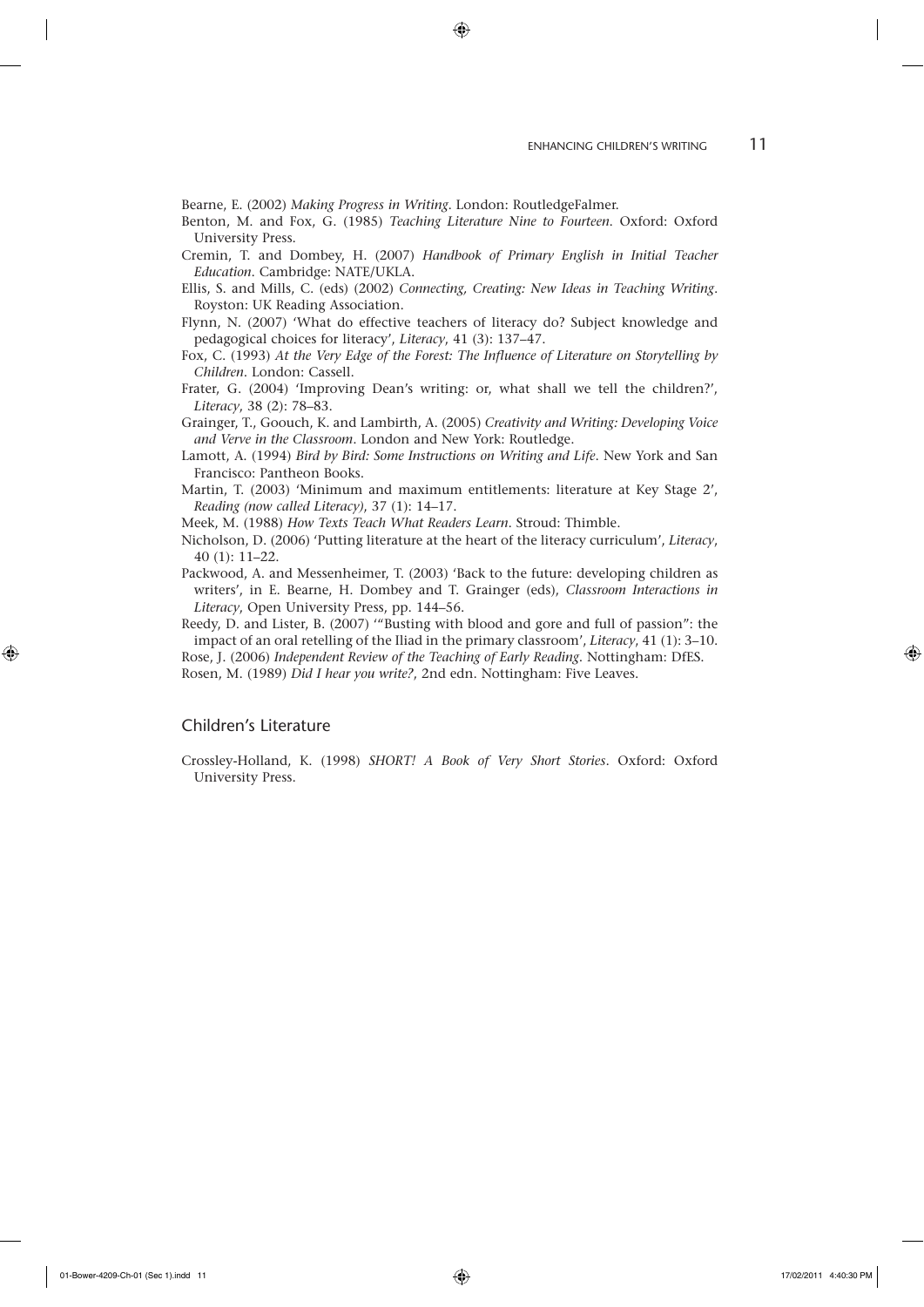Bearne, E. (2002) *Making Progress in Writing*. London: RoutledgeFalmer.

Benton, M. and Fox, G. (1985) *Teaching Literature Nine to Fourteen*. Oxford: Oxford University Press.

Cremin, T. and Dombey, H. (2007) *Handbook of Primary English in Initial Teacher Education*. Cambridge: NATE/UKLA.

Ellis, S. and Mills, C. (eds) (2002) *Connecting, Creating: New Ideas in Teaching Writing*. Royston: UK Reading Association.

Flynn, N. (2007) 'What do effective teachers of literacy do? Subject knowledge and pedagogical choices for literacy', *Literacy*, 41 (3): 137–47.

Fox, C. (1993) *At the Very Edge of the Forest: The Influence of Literature on Storytelling by Children*. London: Cassell.

Frater, G. (2004) 'Improving Dean's writing: or, what shall we tell the children?', *Literacy*, 38 (2): 78–83.

Grainger, T., Goouch, K. and Lambirth, A. (2005) *Creativity and Writing: Developing Voice and Verve in the Classroom*. London and New York: Routledge.

Lamott, A. (1994) *Bird by Bird: Some Instructions on Writing and Life*. New York and San Francisco: Pantheon Books.

Martin, T. (2003) 'Minimum and maximum entitlements: literature at Key Stage 2', *Reading (now called Literacy)*, 37 (1): 14–17.

Meek, M. (1988) *How Texts Teach What Readers Learn*. Stroud: Thimble.

Nicholson, D. (2006) 'Putting literature at the heart of the literacy curriculum', *Literacy*, 40 (1): 11–22.

Packwood, A. and Messenheimer, T. (2003) 'Back to the future: developing children as writers', in E. Bearne, H. Dombey and T. Grainger (eds), *Classroom Interactions in Literacy*, Open University Press, pp. 144–56.

Reedy, D. and Lister, B. (2007) '"Busting with blood and gore and full of passion": the impact of an oral retelling of the Iliad in the primary classroom', *Literacy*, 41 (1): 3–10.

Rose, J. (2006) *Independent Review of the Teaching of Early Reading*. Nottingham: DfES.

Rosen, M. (1989) *Did I hear you write?*, 2nd edn. Nottingham: Five Leaves.

## Children's Literature

Crossley-Holland, K. (1998) *SHORT! A Book of Very Short Stories*. Oxford: Oxford University Press.